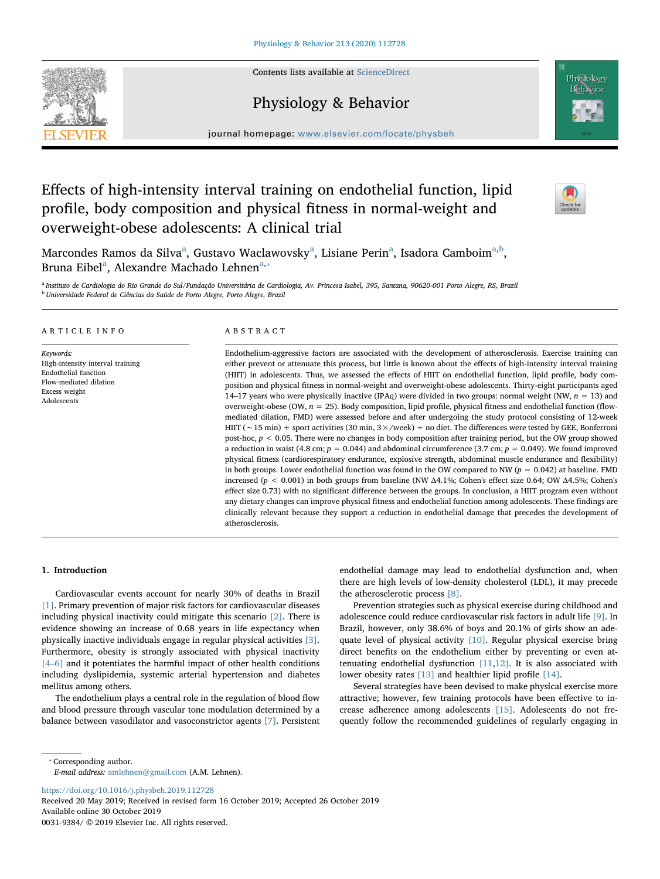# Effects of high-intensity interval training on endothelial function, lipid profile, body composition and physical fitness in normal-weight and overweight-obese adolescents: A clinical trial

Marcondes Ramos da Silva[a], Gustavo Waclawovsky[a], Lisiane Perin[a], Isadora Camboim[a,b], Bruna Eibel[a], Alexandre Machado Lehnen[a,*]

[a] *Instituto de Cardiologia do Rio Grande do Sul/Fundação Universitária de Cardiologia, Av. Princesa Isabel, 395, Santana, 90620-001 Porto Alegre, RS, Brazil*
[b] *Universidade Federal de Ciências da Saúde de Porto Alegre, Porto Alegre, Brazil*

## ARTICLE INFO

*Keywords:*
High-intensity interval training
Endothelial function
Flow-mediated dilation
Excess weight
Adolescents

## ABSTRACT

Endothelium-aggressive factors are associated with the development of atherosclerosis. Exercise training can either prevent or attenuate this process, but little is known about the effects of high-intensity interval training (HIIT) in adolescents. Thus, we assessed the effects of HIIT on endothelial function, lipid profile, body composition and physical fitness in normal-weight and overweight-obese adolescents. Thirty-eight participants aged 14–17 years who were physically inactive (IPAq) were divided in two groups: normal weight (NW, $n = 13$) and overweight-obese (OW, $n = 25$). Body composition, lipid profile, physical fitness and endothelial function (flow-mediated dilation, FMD) were assessed before and after undergoing the study protocol consisting of 12-week HIIT (~15 min) + sport activities (30 min, 3×/week) + no diet. The differences were tested by GEE, Bonferroni post-hoc, $p < 0.05$. There were no changes in body composition after training period, but the OW group showed a reduction in waist (4.8 cm; $p = 0.044$) and abdominal circumference (3.7 cm; $p = 0.049$). We found improved physical fitness (cardiorespiratory endurance, explosive strength, abdominal muscle endurance and flexibility) in both groups. Lower endothelial function was found in the OW compared to NW ($p = 0.042$) at baseline. FMD increased ($p < 0.001$) in both groups from baseline (NW Δ4.1%; Cohen's effect size 0.64; OW Δ4.5%; Cohen's effect size 0.73) with no significant difference between the groups. In conclusion, a HIIT program even without any dietary changes can improve physical fitness and endothelial function among adolescents. These findings are clinically relevant because they support a reduction in endothelial damage that precedes the development of atherosclerosis.

## 1. Introduction

Cardiovascular events account for nearly 30% of deaths in Brazil [1]. Primary prevention of major risk factors for cardiovascular diseases including physical inactivity could mitigate this scenario [2]. There is evidence showing an increase of 0.68 years in life expectancy when physically inactive individuals engage in regular physical activities [3]. Furthermore, obesity is strongly associated with physical inactivity [4–6] and it potentiates the harmful impact of other health conditions including dyslipidemia, systemic arterial hypertension and diabetes mellitus among others.

The endothelium plays a central role in the regulation of blood flow and blood pressure through vascular tone modulation determined by a balance between vasodilator and vasoconstrictor agents [7]. Persistent endothelial damage may lead to endothelial dysfunction and, when there are high levels of low-density cholesterol (LDL), it may precede the atherosclerotic process [8].

Prevention strategies such as physical exercise during childhood and adolescence could reduce cardiovascular risk factors in adult life [9]. In Brazil, however, only 38.6% of boys and 20.1% of girls show an adequate level of physical activity [10]. Regular physical exercise bring direct benefits on the endothelium either by preventing or even attenuating endothelial dysfunction [11,12]. It is also associated with lower obesity rates [13] and healthier lipid profile [14].

Several strategies have been devised to make physical exercise more attractive; however, few training protocols have been effective to increase adherence among adolescents [15]. Adolescents do not frequently follow the recommended guidelines of regularly engaging in

* Corresponding author.
*E-mail address:* amlehnen@gmail.com (A.M. Lehnen).

https://doi.org/10.1016/j.physbeh.2019.112728
Received 20 May 2019; Received in revised form 16 October 2019; Accepted 26 October 2019
Available online 30 October 2019
0031-9384/ © 2019 Elsevier Inc. All rights reserved.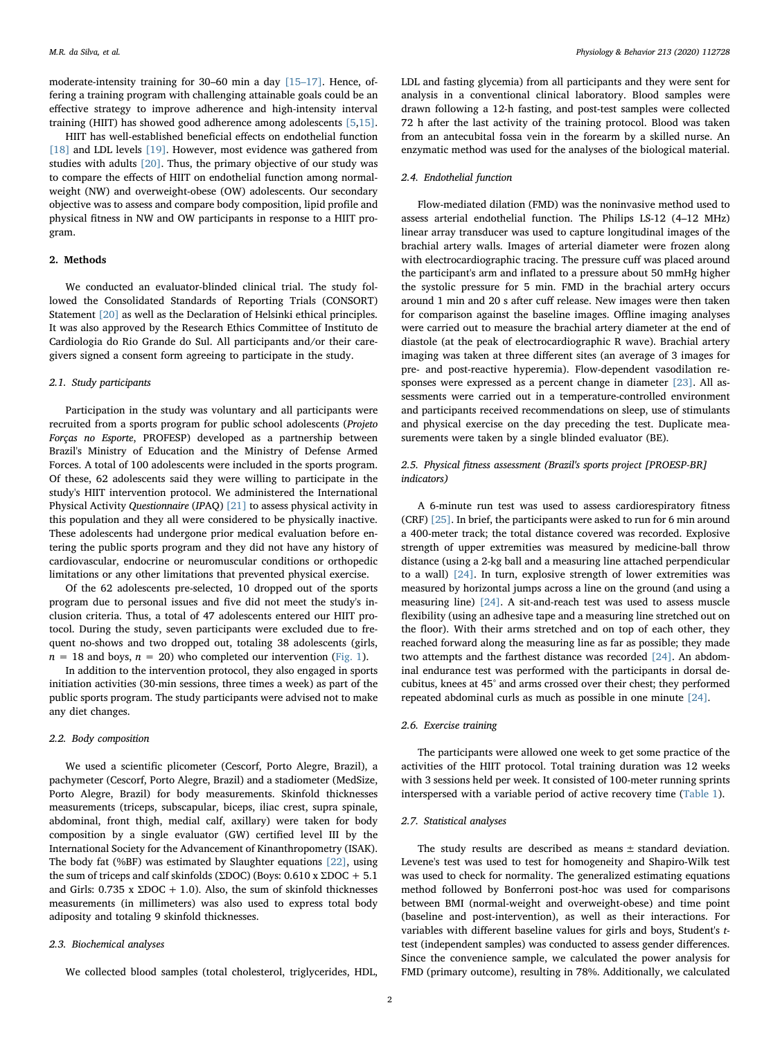moderate-intensity training for 30–60 min a day [15–17]. Hence, offering a training program with challenging attainable goals could be an effective strategy to improve adherence and high-intensity interval training (HIIT) has showed good adherence among adolescents [5,15].

HIIT has well-established beneficial effects on endothelial function [18] and LDL levels [19]. However, most evidence was gathered from studies with adults [20]. Thus, the primary objective of our study was to compare the effects of HIIT on endothelial function among normal-weight (NW) and overweight-obese (OW) adolescents. Our secondary objective was to assess and compare body composition, lipid profile and physical fitness in NW and OW participants in response to a HIIT program.

## 2. Methods

We conducted an evaluator-blinded clinical trial. The study followed the Consolidated Standards of Reporting Trials (CONSORT) Statement [20] as well as the Declaration of Helsinki ethical principles. It was also approved by the Research Ethics Committee of Instituto de Cardiologia do Rio Grande do Sul. All participants and/or their caregivers signed a consent form agreeing to participate in the study.

### 2.1. Study participants

Participation in the study was voluntary and all participants were recruited from a sports program for public school adolescents (*Projeto Forças no Esporte*, PROFESP) developed as a partnership between Brazil's Ministry of Education and the Ministry of Defense Armed Forces. A total of 100 adolescents were included in the sports program. Of these, 62 adolescents said they were willing to participate in the study's HIIT intervention protocol. We administered the International Physical Activity *Questionnaire* (*IPAQ*) [21] to assess physical activity in this population and they all were considered to be physically inactive. These adolescents had undergone prior medical evaluation before entering the public sports program and they did not have any history of cardiovascular, endocrine or neuromuscular conditions or orthopedic limitations or any other limitations that prevented physical exercise.

Of the 62 adolescents pre-selected, 10 dropped out of the sports program due to personal issues and five did not meet the study's inclusion criteria. Thus, a total of 47 adolescents entered our HIIT protocol. During the study, seven participants were excluded due to frequent no-shows and two dropped out, totaling 38 adolescents (girls, $n = 18$ and boys, $n = 20$) who completed our intervention (Fig. 1).

In addition to the intervention protocol, they also engaged in sports initiation activities (30-min sessions, three times a week) as part of the public sports program. The study participants were advised not to make any diet changes.

### 2.2. Body composition

We used a scientific plicometer (Cescorf, Porto Alegre, Brazil), a pachymeter (Cescorf, Porto Alegre, Brazil) and a stadiometer (MedSize, Porto Alegre, Brazil) for body measurements. Skinfold thicknesses measurements (triceps, subscapular, biceps, iliac crest, supra spinale, abdominal, front thigh, medial calf, axillary) were taken for body composition by a single evaluator (GW) certified level III by the International Society for the Advancement of Kinanthropometry (ISAK). The body fat (%BF) was estimated by Slaughter equations [22], using the sum of triceps and calf skinfolds (ΣDOC) (Boys: $0.610 \times \Sigma DOC + 5.1$ and Girls: $0.735 \times \Sigma DOC + 1.0$). Also, the sum of skinfold thicknesses measurements (in millimeters) was also used to express total body adiposity and totaling 9 skinfold thicknesses.

### 2.3. Biochemical analyses

We collected blood samples (total cholesterol, triglycerides, HDL, LDL and fasting glycemia) from all participants and they were sent for analysis in a conventional clinical laboratory. Blood samples were drawn following a 12-h fasting, and post-test samples were collected 72 h after the last activity of the training protocol. Blood was taken from an antecubital fossa vein in the forearm by a skilled nurse. An enzymatic method was used for the analyses of the biological material.

### 2.4. Endothelial function

Flow-mediated dilation (FMD) was the noninvasive method used to assess arterial endothelial function. The Philips LS-12 (4–12 MHz) linear array transducer was used to capture longitudinal images of the brachial artery walls. Images of arterial diameter were frozen along with electrocardiographic tracing. The pressure cuff was placed around the participant's arm and inflated to a pressure about 50 mmHg higher the systolic pressure for 5 min. FMD in the brachial artery occurs around 1 min and 20 s after cuff release. New images were then taken for comparison against the baseline images. Offline imaging analyses were carried out to measure the brachial artery diameter at the end of diastole (at the peak of electrocardiographic R wave). Brachial artery imaging was taken at three different sites (an average of 3 images for pre- and post-reactive hyperemia). Flow-dependent vasodilation responses were expressed as a percent change in diameter [23]. All assessments were carried out in a temperature-controlled environment and participants received recommendations on sleep, use of stimulants and physical exercise on the day preceding the test. Duplicate measurements were taken by a single blinded evaluator (BE).

### 2.5. Physical fitness assessment (Brazil's sports project [PROESP-BR] indicators)

A 6-minute run test was used to assess cardiorespiratory fitness (CRF) [25]. In brief, the participants were asked to run for 6 min around a 400-meter track; the total distance covered was recorded. Explosive strength of upper extremities was measured by medicine-ball throw distance (using a 2-kg ball and a measuring line attached perpendicular to a wall) [24]. In turn, explosive strength of lower extremities was measured by horizontal jumps across a line on the ground (and using a measuring line) [24]. A sit-and-reach test was used to assess muscle flexibility (using an adhesive tape and a measuring line stretched out on the floor). With their arms stretched and on top of each other, they reached forward along the measuring line as far as possible; they made two attempts and the farthest distance was recorded [24]. An abdominal endurance test was performed with the participants in dorsal decubitus, knees at 45° and arms crossed over their chest; they performed repeated abdominal curls as much as possible in one minute [24].

### 2.6. Exercise training

The participants were allowed one week to get some practice of the activities of the HIIT protocol. Total training duration was 12 weeks with 3 sessions held per week. It consisted of 100-meter running sprints interspersed with a variable period of active recovery time (Table 1).

### 2.7. Statistical analyses

The study results are described as means ± standard deviation. Levene's test was used to test for homogeneity and Shapiro-Wilk test was used to check for normality. The generalized estimating equations method followed by Bonferroni post-hoc was used for comparisons between BMI (normal-weight and overweight-obese) and time point (baseline and post-intervention), as well as their interactions. For variables with different baseline values for girls and boys, Student's *t*-test (independent samples) was conducted to assess gender differences. Since the convenience sample, we calculated the power analysis for FMD (primary outcome), resulting in 78%. Additionally, we calculated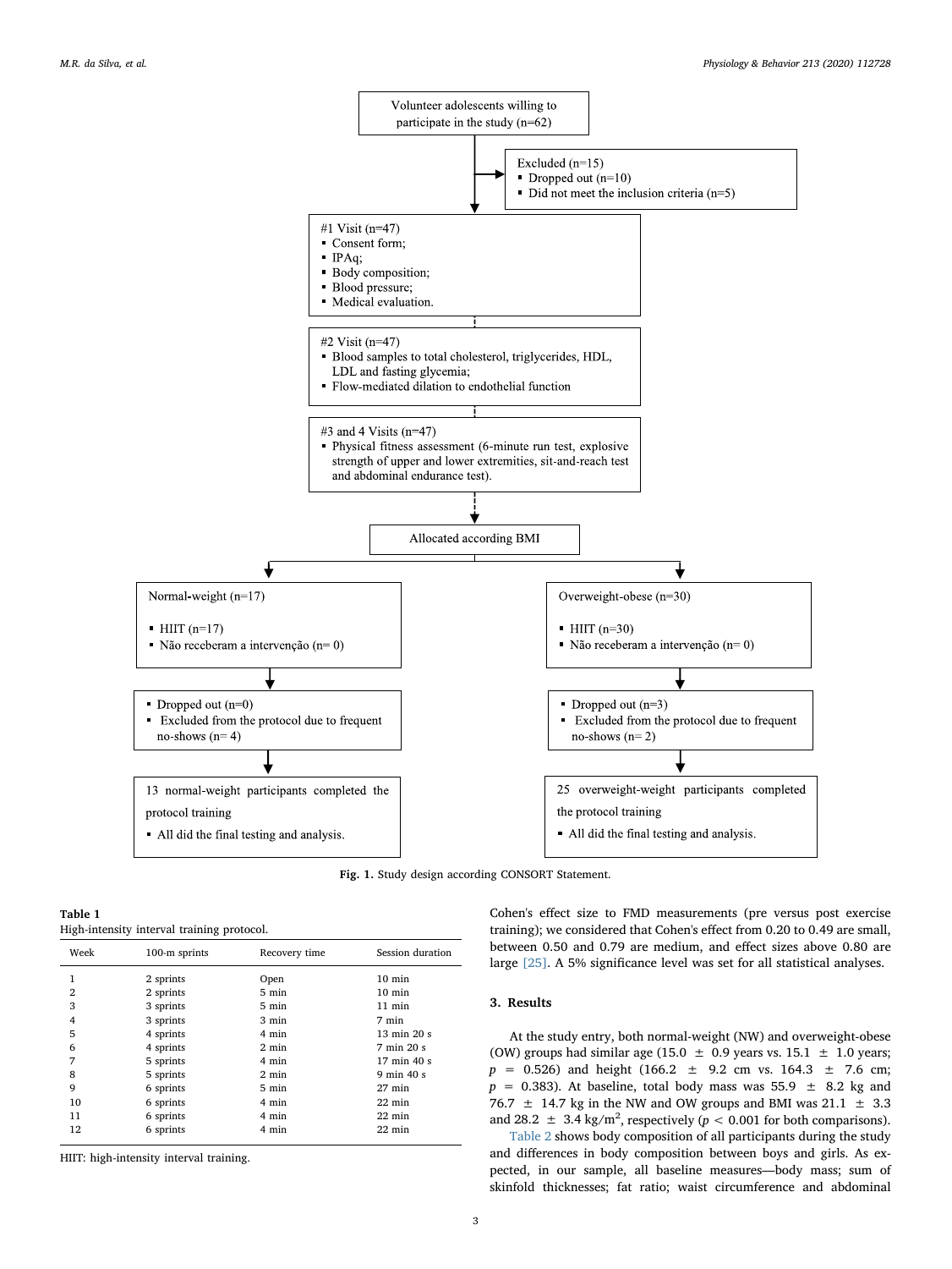Volunteer adolescents willing to participate in the study (n=62)

Excluded (n=15)
- Dropped out (n=10)
- Did not meet the inclusion criteria (n=5)

#1 Visit (n=47)
- Consent form;
- IPAq;
- Body composition;
- Blood pressure;
- Medical evaluation.

#2 Visit (n=47)
- Blood samples to total cholesterol, triglycerides, HDL, LDL and fasting glycemia;
- Flow-mediated dilation to endothelial function

#3 and 4 Visits (n=47)
- Physical fitness assessment (6-minute run test, explosive strength of upper and lower extremities, sit-and-reach test and abdominal endurance test).

Allocated according BMI

Normal-weight (n=17)
- HIIT (n=17)
- Não receberam a intervenção (n= 0)

Overweight-obese (n=30)
- HIIT (n=30)
- Não receberam a intervenção (n= 0)

- Dropped out (n=0)
- Excluded from the protocol due to frequent no-shows (n= 4)

- Dropped out (n=3)
- Excluded from the protocol due to frequent no-shows (n= 2)

13 normal-weight participants completed the protocol training
- All did the final testing and analysis.

25 overweight-weight participants completed the protocol training
- All did the final testing and analysis.

**Fig. 1.** Study design according CONSORT Statement.

**Table 1**
High-intensity interval training protocol.

| Week | 100-m sprints | Recovery time | Session duration |
|---|---|---|---|
| 1 | 2 sprints | Open | 10 min |
| 2 | 2 sprints | 5 min | 10 min |
| 3 | 3 sprints | 5 min | 11 min |
| 4 | 3 sprints | 3 min | 7 min |
| 5 | 4 sprints | 4 min | 13 min 20 s |
| 6 | 4 sprints | 2 min | 7 min 20 s |
| 7 | 5 sprints | 4 min | 17 min 40 s |
| 8 | 5 sprints | 2 min | 9 min 40 s |
| 9 | 6 sprints | 5 min | 27 min |
| 10 | 6 sprints | 4 min | 22 min |
| 11 | 6 sprints | 4 min | 22 min |
| 12 | 6 sprints | 4 min | 22 min |

HIIT: high-intensity interval training.

Cohen's effect size to FMD measurements (pre versus post exercise training); we considered that Cohen's effect from 0.20 to 0.49 are small, between 0.50 and 0.79 are medium, and effect sizes above 0.80 are large [25]. A 5% significance level was set for all statistical analyses.

## 3. Results

At the study entry, both normal-weight (NW) and overweight-obese (OW) groups had similar age (15.0 ± 0.9 years vs. 15.1 ± 1.0 years; $p = 0.526$) and height (166.2 ± 9.2 cm vs. 164.3 ± 7.6 cm; $p = 0.383$). At baseline, total body mass was 55.9 ± 8.2 kg and 76.7 ± 14.7 kg in the NW and OW groups and BMI was 21.1 ± 3.3 and 28.2 ± 3.4 kg/m$^2$, respectively ($p < 0.001$ for both comparisons).

Table 2 shows body composition of all participants during the study and differences in body composition between boys and girls. As expected, in our sample, all baseline measures—body mass; sum of skinfold thicknesses; fat ratio; waist circumference and abdominal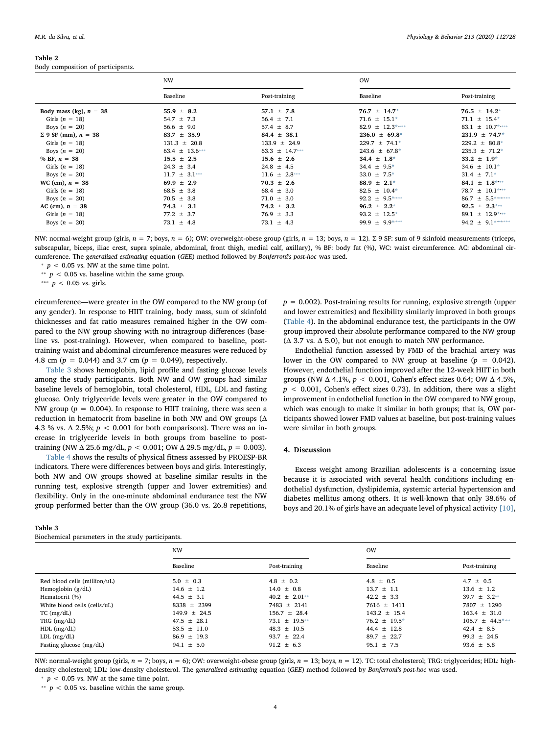**Table 2**
Body composition of participants.

| | NW | | OW | |
|---|---|---|---|---|
| | Baseline | Post-training | Baseline | Post-training |
| **Body mass (kg), $n$ = 38** | **55.9 ± 8.2** | **57.1 ± 7.8** | **76.7 ± 14.7*** | **76.5 ± 14.2*** |
| Girls ($n$ = 18) | 54.7 ± 7.3 | 56.4 ± 7.1 | 71.6 ± 15.1* | 71.1 ± 15.4* |
| Boys ($n$ = 20) | 56.6 ± 9.0 | 57.4 ± 8.7 | 82.9 ± 12.3*,*** | 83.1 ± 10.7*,*** |
| **Σ 9 SF (mm), $n$ = 38** | **83.7 ± 35.9** | **84.4 ± 38.1** | **236.0 ± 69.8*** | **231.9 ± 74.7*** |
| Girls ($n$ = 18) | 131.3 ± 20.8 | 133.9 ± 24.9 | 229.7 ± 74.1* | 229.2 ± 80.8* |
| Boys ($n$ = 20) | 63.4 ± 13.6*** | 63.3 ± 14.7*** | 243.6 ± 67.8* | 235.3 ± 71.2* |
| **% BF, $n$ = 38** | **15.5 ± 2.5** | **15.6 ± 2.6** | **34.4 ± 1.8*** | **33.2 ± 1.9*** |
| Girls ($n$ = 18) | 24.3 ± 3.4 | 24.8 ± 4.5 | 34.4 ± 9.5* | 34.6 ± 10.1* |
| Boys ($n$ = 20) | 11.7 ± 3.1*** | 11.6 ± 2.8*** | 33.0 ± 7.5* | 31.4 ± 7.1* |
| **WC (cm), $n$ = 38** | **69.9 ± 2.9** | **70.3 ± 2.6** | **88.9 ± 2.1*** | **84.1 ± 1.8*,**** |
| Girls ($n$ = 18) | 68.5 ± 3.8 | 68.4 ± 3.0 | 82.5 ± 10.4* | 78.7 ± 10.1*,** |
| Boys ($n$ = 20) | 70.5 ± 3.8 | 71.0 ± 3.0 | 92.2 ± 9.5*,*** | 86.7 ± 5.5*,**,*** |
| **AC (cm), $n$ = 38** | **74.3 ± 3.1** | **74.2 ± 3.2** | **96.2 ± 2.2*** | **92.5 ± 2.3*,**** |
| Girls ($n$ = 18) | 77.2 ± 3.7 | 76.9 ± 3.3 | 93.2 ± 12.5* | 89.1 ± 12.9*,** |
| Boys ($n$ = 20) | 73.1 ± 4.8 | 73.1 ± 4.3 | 99.9 ± 9.9*,*** | 94.2 ± 9.1*,**,*** |

NW: normal-weight group (girls, $n$ = 7; boys, $n$ = 6); OW: overweight-obese group (girls, $n$ = 13; boys, $n$ = 12). Σ 9 SF: sum of 9 skinfold measurements (triceps, subscapular, biceps, iliac crest, supra spinale, abdominal, front thigh, medial calf, axillary), % BF: body fat (%), WC: waist circumference. AC: abdominal circumference. The *generalized estimating* equation (*GEE*) method followed by *Bonferroni's post-hoc* was used.

\* $p < 0.05$ vs. NW at the same time point.

\*\* $p < 0.05$ vs. baseline within the same group.

\*\*\* $p < 0.05$ vs. girls.

circumference—were greater in the OW compared to the NW group (of any gender). In response to HIIT training, body mass, sum of skinfold thicknesses and fat ratio measures remained higher in the OW compared to the NW group showing with no intragroup differences (baseline vs. post-training). However, when compared to baseline, post-training waist and abdominal circumference measures were reduced by 4.8 cm ($p$ = 0.044) and 3.7 cm ($p$ = 0.049), respectively.

Table 3 shows hemoglobin, lipid profile and fasting glucose levels among the study participants. Both NW and OW groups had similar baseline levels of hemoglobin, total cholesterol, HDL, LDL and fasting glucose. Only triglyceride levels were greater in the OW compared to NW group ($p$ = 0.004). In response to HIIT training, there was seen a reduction in hematocrit from baseline in both NW and OW groups (Δ 4.3 % vs. Δ 2.5%; $p < 0.001$ for both comparisons). There was an increase in triglyceride levels in both groups from baseline to post-training (NW Δ 25.6 mg/dL, $p < 0.001$; OW Δ 29.5 mg/dL, $p$ = 0.003).

Table 4 shows the results of physical fitness assessed by PROESP-BR indicators. There were differences between boys and girls. Interestingly, both NW and OW groups showed at baseline similar results in the running test, explosive strength (upper and lower extremities) and flexibility. Only in the one-minute abdominal endurance test the NW group performed better than the OW group (36.0 vs. 26.8 repetitions, $p$ = 0.002). Post-training results for running, explosive strength (upper and lower extremities) and flexibility similarly improved in both groups (Table 4). In the abdominal endurance test, the participants in the OW group improved their absolute performance compared to the NW group (Δ 3.7 vs. Δ 5.0), but not enough to match NW performance.

Endothelial function assessed by FMD of the brachial artery was lower in the OW compared to NW group at baseline ($p$ = 0.042). However, endothelial function improved after the 12-week HIIT in both groups (NW Δ 4.1%, $p < 0.001$, Cohen's effect sizes 0.64; OW Δ 4.5%, $p < 0.001$, Cohen's effect sizes 0.73). In addition, there was a slight improvement in endothelial function in the OW compared to NW group, which was enough to make it similar in both groups; that is, OW participants showed lower FMD values at baseline, but post-training values were similar in both groups.

## 4. Discussion

Excess weight among Brazilian adolescents is a concerning issue because it is associated with several health conditions including endothelial dysfunction, dyslipidemia, systemic arterial hypertension and diabetes mellitus among others. It is well-known that only 38.6% of boys and 20.1% of girls have an adequate level of physical activity [10],

**Table 3**
Biochemical parameters in the study participants.

| | NW | | OW | |
|---|---|---|---|---|
| | Baseline | Post-training | Baseline | Post-training |
| Red blood cells (million/uL) | 5.0 ± 0.3 | 4.8 ± 0.2 | 4.8 ± 0.5 | 4.7 ± 0.5 |
| Hemoglobin (g/dL) | 14.6 ± 1.2 | 14.0 ± 0.8 | 13.7 ± 1.1 | 13.6 ± 1.2 |
| Hematocrit (%) | 44.5 ± 3.1 | 40.2 ± 2.01** | 42.2 ± 3.3 | 39.7 ± 3.2** |
| White blood cells (cells/uL) | 8338 ± 2399 | 7483 ± 2141 | 7616 ± 1411 | 7807 ± 1290 |
| TC (mg/dL) | 149.9 ± 24.5 | 156.7 ± 28.4 | 143.2 ± 15.4 | 163.4 ± 31.0 |
| TRG (mg/dL) | 47.5 ± 28.1 | 73.1 ± 19.5** | 76.2 ± 19.5* | 105.7 ± 44.5*,** |
| HDL (mg/dL) | 53.5 ± 11.0 | 48.3 ± 10.5 | 44.4 ± 12.8 | 42.4 ± 8.5 |
| LDL (mg/dL) | 86.9 ± 19.3 | 93.7 ± 22.4 | 89.7 ± 22.7 | 99.3 ± 24.5 |
| Fasting glucose (mg/dL) | 94.1 ± 5.0 | 91.2 ± 6.3 | 95.1 ± 7.5 | 93.6 ± 5.8 |

NW: normal-weight group (girls, $n$ = 7; boys, $n$ = 6); OW: overweight-obese group (girls, $n$ = 13; boys, $n$ = 12). TC: total cholesterol; TRG: triglycerides; HDL: high-density cholesterol; LDL: low-density cholesterol. The *generalized estimating* equation (*GEE*) method followed by *Bonferroni's post-hoc* was used.

\* $p < 0.05$ vs. NW at the same time point.

\*\* $p < 0.05$ vs. baseline within the same group.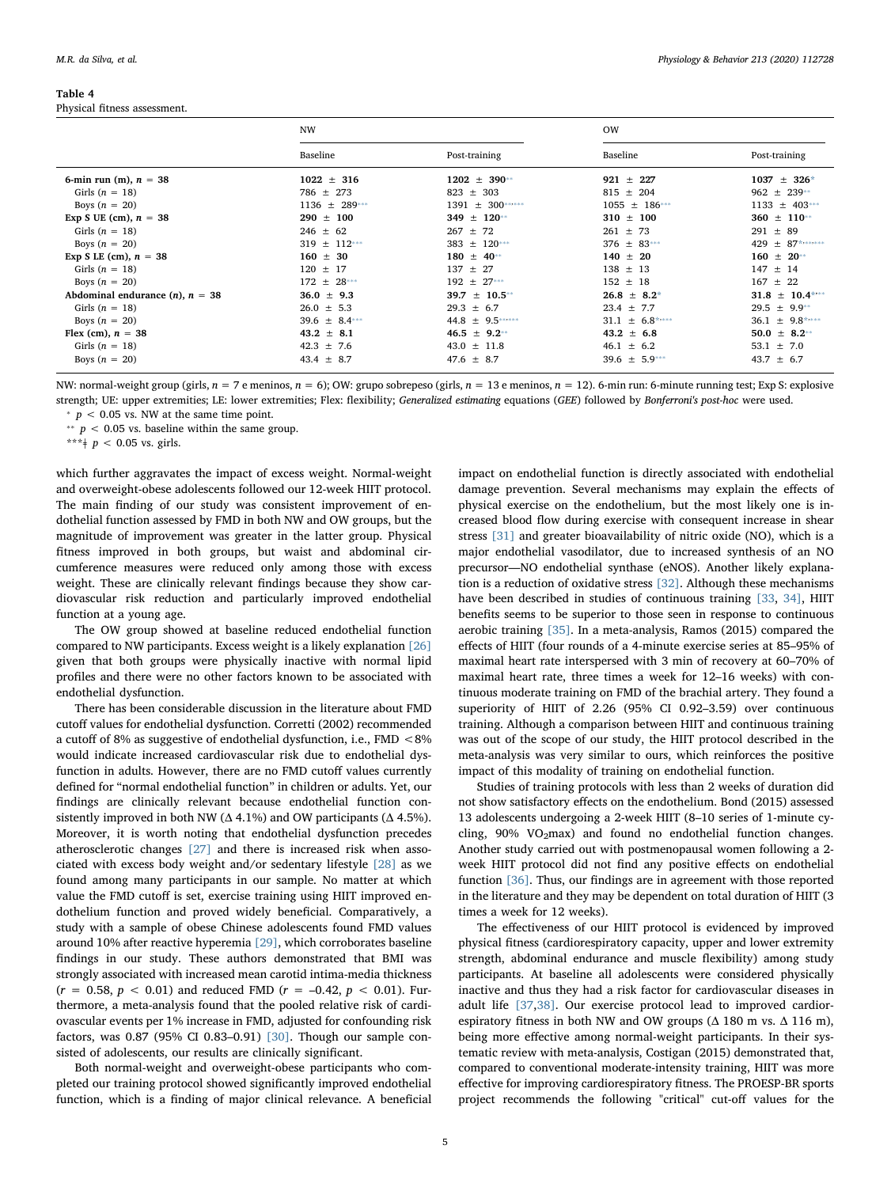**Table 4**
Physical fitness assessment.

| | NW | | OW | |
|---|---|---|---|---|
| | Baseline | Post-training | Baseline | Post-training |
| **6-min run (m), $n = 38$** | **1022 ± 316** | **1202 ± 390**** | **921 ± 227** | **1037 ± 326*** |
| Girls ($n = 18$) | 786 ± 273 | 823 ± 303 | 815 ± 204 | 962 ± 239** |
| Boys ($n = 20$) | 1136 ± 289*** | 1391 ± 300***** | 1055 ± 186*** | 1133 ± 403*** |
| **Exp S UE (cm), $n = 38$** | **290 ± 100** | **349 ± 120**** | **310 ± 100** | **360 ± 110**** |
| Girls ($n = 18$) | 246 ± 62 | 267 ± 72 | 261 ± 73 | 291 ± 89 |
| Boys ($n = 20$) | 319 ± 112*** | 383 ± 120*** | 376 ± 83*** | 429 ± 87****** |
| **Exp S LE (cm), $n = 38$** | **160 ± 30** | **180 ± 40**** | **140 ± 20** | **160 ± 20**** |
| Girls ($n = 18$) | 120 ± 17 | 137 ± 27 | 138 ± 13 | 147 ± 14 |
| Boys ($n = 20$) | 172 ± 28*** | 192 ± 27*** | 152 ± 18 | 167 ± 22 |
| **Abdominal endurance ($n$), $n = 38$** | **36.0 ± 9.3** | **39.7 ± 10.5**** | **26.8 ± 8.2*** | **31.8 ± 10.4****** |
| Girls ($n = 18$) | 26.0 ± 5.3 | 29.3 ± 6.7 | 23.4 ± 7.7 | 29.5 ± 9.9** |
| Boys ($n = 20$) | 39.6 ± 8.4*** | 44.8 ± 9.5***** | 31.1 ± 6.8**** | 36.1 ± 9.8**** |
| **Flex (cm), $n = 38$** | **43.2 ± 8.1** | **46.5 ± 9.2**** | **43.2 ± 6.8** | **50.0 ± 8.2**** |
| Girls ($n = 18$) | 42.3 ± 7.6 | 43.0 ± 11.8 | 46.1 ± 6.2 | 53.1 ± 7.0 |
| Boys ($n = 20$) | 43.4 ± 8.7 | 47.6 ± 8.7 | 39.6 ± 5.9*** | 43.7 ± 6.7 |

NW: normal-weight group (girls, $n = 7$ e meninos, $n = 6$); OW: grupo sobrepeso (girls, $n = 13$ e meninos, $n = 12$). 6-min run: 6-minute running test; Exp S: explosive strength; UE: upper extremities; LE: lower extremities; Flex: flexibility; *Generalized estimating* equations (*GEE*) followed by *Bonferroni's post-hoc* were used.

* $p < 0.05$ vs. NW at the same time point.

** $p < 0.05$ vs. baseline within the same group.

***‡ $p < 0.05$ vs. girls.

which further aggravates the impact of excess weight. Normal-weight and overweight-obese adolescents followed our 12-week HIIT protocol. The main finding of our study was consistent improvement of endothelial function assessed by FMD in both NW and OW groups, but the magnitude of improvement was greater in the latter group. Physical fitness improved in both groups, but waist and abdominal circumference measures were reduced only among those with excess weight. These are clinically relevant findings because they show cardiovascular risk reduction and particularly improved endothelial function at a young age.

The OW group showed at baseline reduced endothelial function compared to NW participants. Excess weight is a likely explanation [26] given that both groups were physically inactive with normal lipid profiles and there were no other factors known to be associated with endothelial dysfunction.

There has been considerable discussion in the literature about FMD cutoff values for endothelial dysfunction. Corretti (2002) recommended a cutoff of 8% as suggestive of endothelial dysfunction, i.e., FMD <8% would indicate increased cardiovascular risk due to endothelial dysfunction in adults. However, there are no FMD cutoff values currently defined for "normal endothelial function" in children or adults. Yet, our findings are clinically relevant because endothelial function consistently improved in both NW (Δ 4.1%) and OW participants (Δ 4.5%). Moreover, it is worth noting that endothelial dysfunction precedes atherosclerotic changes [27] and there is increased risk when associated with excess body weight and/or sedentary lifestyle [28] as we found among many participants in our sample. No matter at which value the FMD cutoff is set, exercise training using HIIT improved endothelium function and proved widely beneficial. Comparatively, a study with a sample of obese Chinese adolescents found FMD values around 10% after reactive hyperemia [29], which corroborates baseline findings in our study. These authors demonstrated that BMI was strongly associated with increased mean carotid intima-media thickness ($r = 0.58$, $p < 0.01$) and reduced FMD ($r = -0.42$, $p < 0.01$). Furthermore, a meta-analysis found that the pooled relative risk of cardiovascular events per 1% increase in FMD, adjusted for confounding risk factors, was 0.87 (95% CI 0.83–0.91) [30]. Though our sample consisted of adolescents, our results are clinically significant.

Both normal-weight and overweight-obese participants who completed our training protocol showed significantly improved endothelial function, which is a finding of major clinical relevance. A beneficial impact on endothelial function is directly associated with endothelial damage prevention. Several mechanisms may explain the effects of physical exercise on the endothelium, but the most likely one is increased blood flow during exercise with consequent increase in shear stress [31] and greater bioavailability of nitric oxide (NO), which is a major endothelial vasodilator, due to increased synthesis of an NO precursor—NO endothelial synthase (eNOS). Another likely explanation is a reduction of oxidative stress [32]. Although these mechanisms have been described in studies of continuous training [33, 34], HIIT benefits seems to be superior to those seen in response to continuous aerobic training [35]. In a meta-analysis, Ramos (2015) compared the effects of HIIT (four rounds of a 4-minute exercise series at 85–95% of maximal heart rate interspersed with 3 min of recovery at 60–70% of maximal heart rate, three times a week for 12–16 weeks) with continuous moderate training on FMD of the brachial artery. They found a superiority of HIIT of 2.26 (95% CI 0.92–3.59) over continuous training. Although a comparison between HIIT and continuous training was out of the scope of our study, the HIIT protocol described in the meta-analysis was very similar to ours, which reinforces the positive impact of this modality of training on endothelial function.

Studies of training protocols with less than 2 weeks of duration did not show satisfactory effects on the endothelium. Bond (2015) assessed 13 adolescents undergoing a 2-week HIIT (8–10 series of 1-minute cycling, 90% $VO_2$max) and found no endothelial function changes. Another study carried out with postmenopausal women following a 2-week HIIT protocol did not find any positive effects on endothelial function [36]. Thus, our findings are in agreement with those reported in the literature and they may be dependent on total duration of HIIT (3 times a week for 12 weeks).

The effectiveness of our HIIT protocol is evidenced by improved physical fitness (cardiorespiratory capacity, upper and lower extremity strength, abdominal endurance and muscle flexibility) among study participants. At baseline all adolescents were considered physically inactive and thus they had a risk factor for cardiovascular diseases in adult life [37,38]. Our exercise protocol lead to improved cardiorespiratory fitness in both NW and OW groups (Δ 180 m vs. Δ 116 m), being more effective among normal-weight participants. In their systematic review with meta-analysis, Costigan (2015) demonstrated that, compared to conventional moderate-intensity training, HIIT was more effective for improving cardiorespiratory fitness. The PROESP-BR sports project recommends the following "critical" cut-off values for the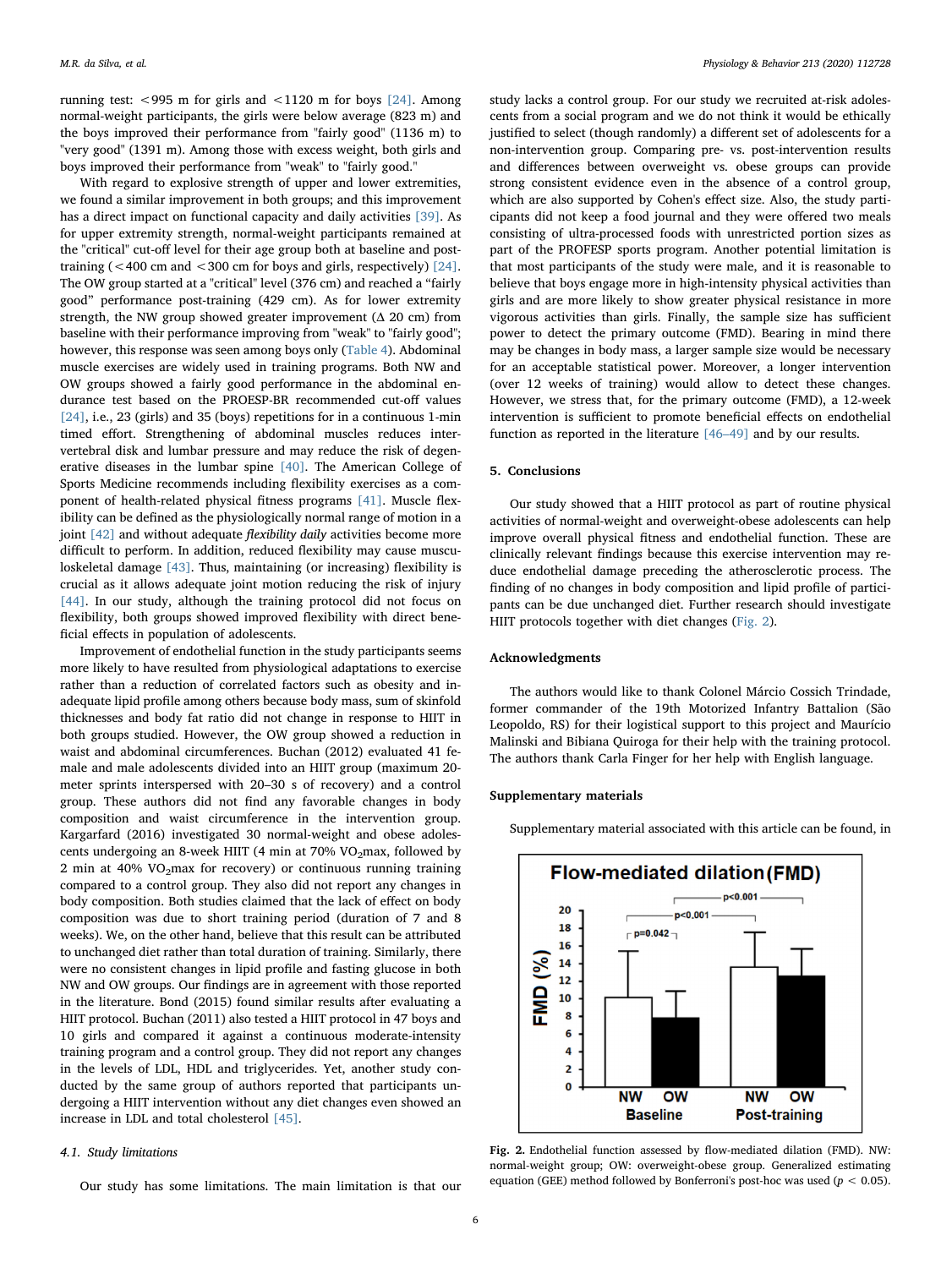running test: <995 m for girls and <1120 m for boys [24]. Among normal-weight participants, the girls were below average (823 m) and the boys improved their performance from "fairly good" (1136 m) to "very good" (1391 m). Among those with excess weight, both girls and boys improved their performance from "weak" to "fairly good."

With regard to explosive strength of upper and lower extremities, we found a similar improvement in both groups; and this improvement has a direct impact on functional capacity and daily activities [39]. As for upper extremity strength, normal-weight participants remained at the "critical" cut-off level for their age group both at baseline and post-training (<400 cm and <300 cm for boys and girls, respectively) [24]. The OW group started at a "critical" level (376 cm) and reached a "fairly good" performance post-training (429 cm). As for lower extremity strength, the NW group showed greater improvement (Δ 20 cm) from baseline with their performance improving from "weak" to "fairly good"; however, this response was seen among boys only (Table 4). Abdominal muscle exercises are widely used in training programs. Both NW and OW groups showed a fairly good performance in the abdominal endurance test based on the PROESP-BR recommended cut-off values [24], i.e., 23 (girls) and 35 (boys) repetitions for in a continuous 1-min timed effort. Strengthening of abdominal muscles reduces intervertebral disk and lumbar pressure and may reduce the risk of degenerative diseases in the lumbar spine [40]. The American College of Sports Medicine recommends including flexibility exercises as a component of health-related physical fitness programs [41]. Muscle flexibility can be defined as the physiologically normal range of motion in a joint [42] and without adequate *flexibility daily* activities become more difficult to perform. In addition, reduced flexibility may cause musculoskeletal damage [43]. Thus, maintaining (or increasing) flexibility is crucial as it allows adequate joint motion reducing the risk of injury [44]. In our study, although the training protocol did not focus on flexibility, both groups showed improved flexibility with direct beneficial effects in population of adolescents.

Improvement of endothelial function in the study participants seems more likely to have resulted from physiological adaptations to exercise rather than a reduction of correlated factors such as obesity and inadequate lipid profile among others because body mass, sum of skinfold thicknesses and body fat ratio did not change in response to HIIT in both groups studied. However, the OW group showed a reduction in waist and abdominal circumferences. Buchan (2012) evaluated 41 female and male adolescents divided into an HIIT group (maximum 20-meter sprints interspersed with 20–30 s of recovery) and a control group. These authors did not find any favorable changes in body composition and waist circumference in the intervention group. Kargarfard (2016) investigated 30 normal-weight and obese adolescents undergoing an 8-week HIIT (4 min at 70% $VO_2$max, followed by 2 min at 40% $VO_2$max for recovery) or continuous running training compared to a control group. They also did not report any changes in body composition. Both studies claimed that the lack of effect on body composition was due to short training period (duration of 7 and 8 weeks). We, on the other hand, believe that this result can be attributed to unchanged diet rather than total duration of training. Similarly, there were no consistent changes in lipid profile and fasting glucose in both NW and OW groups. Our findings are in agreement with those reported in the literature. Bond (2015) found similar results after evaluating a HIIT protocol. Buchan (2011) also tested a HIIT protocol in 47 boys and 10 girls and compared it against a continuous moderate-intensity training program and a control group. They did not report any changes in the levels of LDL, HDL and triglycerides. Yet, another study conducted by the same group of authors reported that participants undergoing a HIIT intervention without any diet changes even showed an increase in LDL and total cholesterol [45].

### 4.1. Study limitations

Our study has some limitations. The main limitation is that our study lacks a control group. For our study we recruited at-risk adolescents from a social program and we do not think it would be ethically justified to select (though randomly) a different set of adolescents for a non-intervention group. Comparing pre- vs. post-intervention results and differences between overweight vs. obese groups can provide strong consistent evidence even in the absence of a control group, which are also supported by Cohen's effect size. Also, the study participants did not keep a food journal and they were offered two meals consisting of ultra-processed foods with unrestricted portion sizes as part of the PROFESP sports program. Another potential limitation is that most participants of the study were male, and it is reasonable to believe that boys engage more in high-intensity physical activities than girls and are more likely to show greater physical resistance in more vigorous activities than girls. Finally, the sample size has sufficient power to detect the primary outcome (FMD). Bearing in mind there may be changes in body mass, a larger sample size would be necessary for an acceptable statistical power. Moreover, a longer intervention (over 12 weeks of training) would allow to detect these changes. However, we stress that, for the primary outcome (FMD), a 12-week intervention is sufficient to promote beneficial effects on endothelial function as reported in the literature [46–49] and by our results.

## 5. Conclusions

Our study showed that a HIIT protocol as part of routine physical activities of normal-weight and overweight-obese adolescents can help improve overall physical fitness and endothelial function. These are clinically relevant findings because this exercise intervention may reduce endothelial damage preceding the atherosclerotic process. The finding of no changes in body composition and lipid profile of participants can be due unchanged diet. Further research should investigate HIIT protocols together with diet changes (Fig. 2).

## Acknowledgments

The authors would like to thank Colonel Márcio Cossich Trindade, former commander of the 19th Motorized Infantry Battalion (São Leopoldo, RS) for their logistical support to this project and Maurício Malinski and Bibiana Quiroga for their help with the training protocol. The authors thank Carla Finger for her help with English language.

## Supplementary materials

Supplementary material associated with this article can be found, in

**Fig. 2.** Endothelial function assessed by flow-mediated dilation (FMD). NW: normal-weight group; OW: overweight-obese group. Generalized estimating equation (GEE) method followed by Bonferroni's post-hoc was used ($p < 0.05$).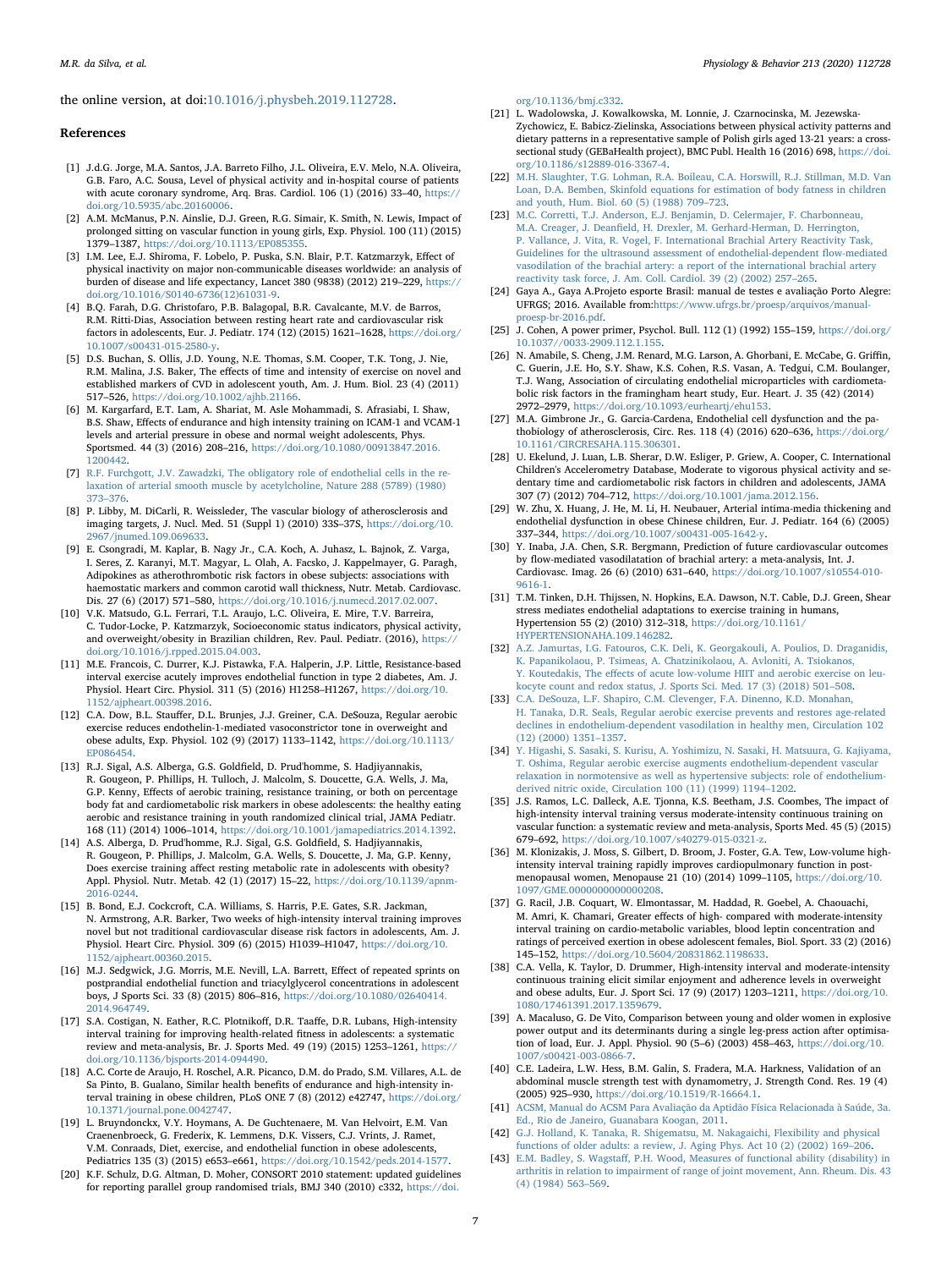the online version, at doi:10.1016/j.physbeh.2019.112728.

## References

[1] J.d.G. Jorge, M.A. Santos, J.A. Barreto Filho, J.L. Oliveira, E.V. Melo, N.A. Oliveira, G.B. Faro, A.C. Sousa, Level of physical activity and in-hospital course of patients with acute coronary syndrome, Arq. Bras. Cardiol. 106 (1) (2016) 33–40, https://doi.org/10.5935/abc.20160006.

[2] A.M. McManus, P.N. Ainslie, D.J. Green, R.G. Simair, K. Smith, N. Lewis, Impact of prolonged sitting on vascular function in young girls, Exp. Physiol. 100 (11) (2015) 1379–1387, https://doi.org/10.1113/EP085355.

[3] I.M. Lee, E.J. Shiroma, F. Lobelo, P. Puska, S.N. Blair, P.T. Katzmarzyk, Effect of physical inactivity on major non-communicable diseases worldwide: an analysis of burden of disease and life expectancy, Lancet 380 (9838) (2012) 219–229, https://doi.org/10.1016/S0140-6736(12)61031-9.

[4] B.Q. Farah, D.G. Christofaro, P.B. Balagopal, B.R. Cavalcante, M.V. de Barros, R.M. Ritti-Dias, Association between resting heart rate and cardiovascular risk factors in adolescents, Eur. J. Pediatr. 174 (12) (2015) 1621–1628, https://doi.org/10.1007/s00431-015-2580-y.

[5] D.S. Buchan, S. Ollis, J.D. Young, N.E. Thomas, S.M. Cooper, T.K. Tong, J. Nie, R.M. Malina, J.S. Baker, The effects of time and intensity of exercise on novel and established markers of CVD in adolescent youth, Am. J. Hum. Biol. 23 (4) (2011) 517–526, https://doi.org/10.1002/ajhb.21166.

[6] M. Kargarfard, E.T. Lam, A. Shariat, M. Asle Mohammadi, S. Afrasiabi, I. Shaw, B.S. Shaw, Effects of endurance and high intensity training on ICAM-1 and VCAM-1 levels and arterial pressure in obese and normal weight adolescents, Phys. Sportsmed. 44 (3) (2016) 208–216, https://doi.org/10.1080/00913847.2016.1200442.

[7] R.F. Furchgott, J.V. Zawadzki, The obligatory role of endothelial cells in the relaxation of arterial smooth muscle by acetylcholine, Nature 288 (5789) (1980) 373–376.

[8] P. Libby, M. DiCarli, R. Weissleder, The vascular biology of atherosclerosis and imaging targets, J. Nucl. Med. 51 (Suppl 1) (2010) 33S–37S, https://doi.org/10.2967/jnumed.109.069633.

[9] E. Csongradi, M. Kaplar, B. Nagy Jr., C.A. Koch, A. Juhasz, L. Bajnok, Z. Varga, I. Seres, Z. Karanyi, M.T. Magyar, L. Olah, A. Facsko, J. Kappelmayer, G. Paragh, Adipokines as atherothrombotic risk factors in obese subjects: associations with haemostatic markers and common carotid wall thickness, Nutr. Metab. Cardiovasc. Dis. 27 (6) (2017) 571–580, https://doi.org/10.1016/j.numecd.2017.02.007.

[10] V.K. Matsudo, G.L. Ferrari, T.L. Araujo, L.C. Oliveira, E. Mire, T.V. Barreira, C. Tudor-Locke, P. Katzmarzyk, Socioeconomic status indicators, physical activity, and overweight/obesity in Brazilian children, Rev. Paul. Pediatr. (2016), https://doi.org/10.1016/j.rpped.2015.04.003.

[11] M.E. Francois, C. Durrer, K.J. Pistawka, F.A. Halperin, J.P. Little, Resistance-based interval exercise acutely improves endothelial function in type 2 diabetes, Am. J. Physiol. Heart Circ. Physiol. 311 (5) (2016) H1258–H1267, https://doi.org/10.1152/ajpheart.00398.2016.

[12] C.A. Dow, B.L. Stauffer, D.L. Brunjes, J.J. Greiner, C.A. DeSouza, Regular aerobic exercise reduces endothelin-1-mediated vasoconstrictor tone in overweight and obese adults, Exp. Physiol. 102 (9) (2017) 1133–1142, https://doi.org/10.1113/EP086454.

[13] R.J. Sigal, A.S. Alberga, G.S. Goldfield, D. Prud'homme, S. Hadjiyannakis, R. Gougeon, P. Phillips, H. Tulloch, J. Malcolm, S. Doucette, G.A. Wells, J. Ma, G.P. Kenny, Effects of aerobic training, resistance training, or both on percentage body fat and cardiometabolic risk markers in obese adolescents: the healthy eating aerobic and resistance training in youth randomized clinical trial, JAMA Pediatr. 168 (11) (2014) 1006–1014, https://doi.org/10.1001/jamapediatrics.2014.1392.

[14] A.S. Alberga, D. Prud'homme, R.J. Sigal, G.S. Goldfield, S. Hadjiyannakis, R. Gougeon, P. Phillips, J. Malcolm, G.A. Wells, S. Doucette, J. Ma, G.P. Kenny, Does exercise training affect resting metabolic rate in adolescents with obesity? Appl. Physiol. Nutr. Metab. 42 (1) (2017) 15–22, https://doi.org/10.1139/apnm-2016-0244.

[15] B. Bond, E.J. Cockcroft, C.A. Williams, S. Harris, P.E. Gates, S.R. Jackman, N. Armstrong, A.R. Barker, Two weeks of high-intensity interval training improves novel but not traditional cardiovascular disease risk factors in adolescents, Am. J. Physiol. Heart Circ. Physiol. 309 (6) (2015) H1039–H1047, https://doi.org/10.1152/ajpheart.00360.2015.

[16] M.J. Sedgwick, J.G. Morris, M.E. Nevill, L.A. Barrett, Effect of repeated sprints on postprandial endothelial function and triacylglycerol concentrations in adolescent boys, J Sports Sci. 33 (8) (2015) 806–816, https://doi.org/10.1080/02640414.2014.964749.

[17] S.A. Costigan, N. Eather, R.C. Plotnikoff, D.R. Taaffe, D.R. Lubans, High-intensity interval training for improving health-related fitness in adolescents: a systematic review and meta-analysis, Br. J. Sports Med. 49 (19) (2015) 1253–1261, https://doi.org/10.1136/bjsports-2014-094490.

[18] A.C. Corte de Araujo, H. Roschel, A.R. Picanco, D.M. do Prado, S.M. Villares, A.L. de Sa Pinto, B. Gualano, Similar health benefits of endurance and high-intensity interval training in obese children, PLoS ONE 7 (8) (2012) e42747, https://doi.org/10.1371/journal.pone.0042747.

[19] L. Bruyndonckx, V.Y. Hoymans, A. De Guchtenaere, M. Van Helvoirt, E.M. Van Craenenbroeck, G. Frederix, K. Lemmens, D.K. Vissers, C.J. Vrints, J. Ramet, V.M. Conraads, Diet, exercise, and endothelial function in obese adolescents, Pediatrics 135 (3) (2015) e653–e661, https://doi.org/10.1542/peds.2014-1577.

[20] K.F. Schulz, D.G. Altman, D. Moher, CONSORT 2010 statement: updated guidelines for reporting parallel group randomised trials, BMJ 340 (2010) c332, https://doi.org/10.1136/bmj.c332.

[21] L. Wadolowska, J. Kowalkowska, M. Lonnie, J. Czarnocinska, M. Jezewska-Zychowicz, E. Babicz-Zielinska, Associations between physical activity patterns and dietary patterns in a representative sample of Polish girls aged 13-21 years: a cross-sectional study (GEBaHealth project), BMC Publ. Health 16 (2016) 698, https://doi.org/10.1186/s12889-016-3367-4.

[22] M.H. Slaughter, T.G. Lohman, R.A. Boileau, C.A. Horswill, R.J. Stillman, M.D. Van Loan, D.A. Bemben, Skinfold equations for estimation of body fatness in children and youth, Hum. Biol. 60 (5) (1988) 709–723.

[23] M.C. Corretti, T.J. Anderson, E.J. Benjamin, D. Celermajer, F. Charbonneau, M.A. Creager, J. Deanfield, H. Drexler, M. Gerhard-Herman, D. Herrington, P. Vallance, J. Vita, R. Vogel, F. International Brachial Artery Reactivity Task, Guidelines for the ultrasound assessment of endothelial-dependent flow-mediated vasodilation of the brachial artery: a report of the international brachial artery reactivity task force, J. Am. Coll. Cardiol. 39 (2) (2002) 257–265.

[24] Gaya A., Gaya A.Projeto esporte Brasil: manual de testes e avaliação Porto Alegre: UFRGS; 2016. Available from:https://www.ufrgs.br/proesp/arquivos/manual-proesp-br-2016.pdf.

[25] J. Cohen, A power primer, Psychol. Bull. 112 (1) (1992) 155–159, https://doi.org/10.1037//0033-2909.112.1.155.

[26] N. Amabile, S. Cheng, J.M. Renard, M.G. Larson, A. Ghorbani, E. McCabe, G. Griffin, C. Guerin, J.E. Ho, S.Y. Shaw, K.S. Cohen, R.S. Vasan, A. Tedgui, C.M. Boulanger, T.J. Wang, Association of circulating endothelial microparticles with cardiometabolic risk factors in the framingham heart study, Eur. Heart. J. 35 (42) (2014) 2972–2979, https://doi.org/10.1093/eurheartj/ehu153.

[27] M.A. Gimbrone Jr., G. Garcia-Cardena, Endothelial cell dysfunction and the pathobiology of atherosclerosis, Circ. Res. 118 (4) (2016) 620–636, https://doi.org/10.1161/CIRCRESAHA.115.306301.

[28] U. Ekelund, J. Luan, L.B. Sherar, D.W. Esliger, P. Griew, A. Cooper, C. International Children's Accelerometry Database, Moderate to vigorous physical activity and sedentary time and cardiometabolic risk factors in children and adolescents, JAMA 307 (7) (2012) 704–712, https://doi.org/10.1001/jama.2012.156.

[29] W. Zhu, X. Huang, J. He, M. Li, H. Neubauer, Arterial intima-media thickening and endothelial dysfunction in obese Chinese children, Eur. J. Pediatr. 164 (6) (2005) 337–344, https://doi.org/10.1007/s00431-005-1642-y.

[30] Y. Inaba, J.A. Chen, S.R. Bergmann, Prediction of future cardiovascular outcomes by flow-mediated vasodilatation of brachial artery: a meta-analysis, Int. J. Cardiovasc. Imag. 26 (6) (2010) 631–640, https://doi.org/10.1007/s10554-010-9616-1.

[31] T.M. Tinken, D.H. Thijssen, N. Hopkins, E.A. Dawson, N.T. Cable, D.J. Green, Shear stress mediates endothelial adaptations to exercise training in humans, Hypertension 55 (2) (2010) 312–318, https://doi.org/10.1161/HYPERTENSIONAHA.109.146282.

[32] A.Z. Jamurtas, I.G. Fatouros, C.K. Deli, K. Georgakouli, A. Poulios, D. Draganidis, K. Papanikolaou, P. Tsimeas, A. Chatzinikolaou, A. Avloniti, A. Tsiokanos, Y. Koutedakis, The effects of acute low-volume HIIT and aerobic exercise on leukocyte count and redox status, J. Sports Sci. Med. 17 (3) (2018) 501–508.

[33] C.A. DeSouza, L.F. Shapiro, C.M. Clevenger, F.A. Dinenno, K.D. Monahan, H. Tanaka, D.R. Seals, Regular aerobic exercise prevents and restores age-related declines in endothelium-dependent vasodilation in healthy men, Circulation 102 (12) (2000) 1351–1357.

[34] Y. Higashi, S. Sasaki, S. Kurisu, A. Yoshimizu, N. Sasaki, H. Matsuura, G. Kajiyama, T. Oshima, Regular aerobic exercise augments endothelium-dependent vascular relaxation in normotensive as well as hypertensive subjects: role of endothelium-derived nitric oxide, Circulation 100 (11) (1999) 1194–1202.

[35] J.S. Ramos, L.C. Dalleck, A.E. Tjonna, K.S. Beetham, J.S. Coombes, The impact of high-intensity interval training versus moderate-intensity continuous training on vascular function: a systematic review and meta-analysis, Sports Med. 45 (5) (2015) 679–692, https://doi.org/10.1007/s40279-015-0321-z.

[36] M. Klonizakis, J. Moss, S. Gilbert, D. Broom, J. Foster, G.A. Tew, Low-volume high-intensity interval training rapidly improves cardiopulmonary function in postmenopausal women, Menopause 21 (10) (2014) 1099–1105, https://doi.org/10.1097/GME.0000000000000208.

[37] G. Racil, J.B. Coquart, W. Elmontassar, M. Haddad, R. Goebel, A. Chaouachi, M. Amri, K. Chamari, Greater effects of high- compared with moderate-intensity interval training on cardio-metabolic variables, blood leptin concentration and ratings of perceived exertion in obese adolescent females, Biol. Sport. 33 (2) (2016) 145–152, https://doi.org/10.5604/20831862.1198633.

[38] C.A. Vella, K. Taylor, D. Drummer, High-intensity interval and moderate-intensity continuous training elicit similar enjoyment and adherence levels in overweight and obese adults, Eur. J. Sport Sci. 17 (9) (2017) 1203–1211, https://doi.org/10.1080/17461391.2017.1359679.

[39] A. Macaluso, G. De Vito, Comparison between young and older women in explosive power output and its determinants during a single leg-press action after optimisation of load, Eur. J. Appl. Physiol. 90 (5–6) (2003) 458–463, https://doi.org/10.1007/s00421-003-0866-7.

[40] C.E. Ladeira, L.W. Hess, B.M. Galin, S. Fradera, M.A. Harkness, Validation of an abdominal muscle strength test with dynamometry, J. Strength Cond. Res. 19 (4) (2005) 925–930, https://doi.org/10.1519/R-16664.1.

[41] ACSM, Manual do ACSM Para Avaliação da Aptidão Física Relacionada à Saúde, 3a. Ed., Rio de Janeiro, Guanabara Koogan, 2011.

[42] G.J. Holland, K. Tanaka, R. Shigematsu, M. Nakagaichi, Flexibility and physical functions of older adults: a review, J. Aging Phys. Act 10 (2) (2002) 169–206.

[43] E.M. Badley, S. Wagstaff, P.H. Wood, Measures of functional ability (disability) in arthritis in relation to impairment of range of joint movement, Ann. Rheum. Dis. 43 (4) (1984) 563–569.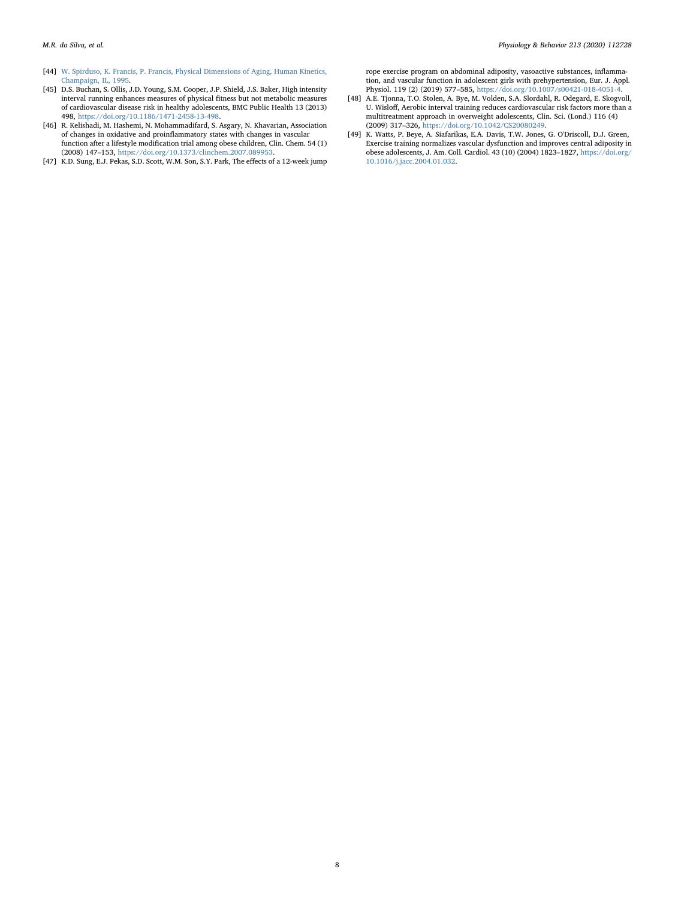[44] W. Spirduso, K. Francis, P. Francis, Physical Dimensions of Aging, Human Kinetics, Champaign, IL, 1995.

[45] D.S. Buchan, S. Ollis, J.D. Young, S.M. Cooper, J.P. Shield, J.S. Baker, High intensity interval running enhances measures of physical fitness but not metabolic measures of cardiovascular disease risk in healthy adolescents, BMC Public Health 13 (2013) 498, https://doi.org/10.1186/1471-2458-13-498.

[46] R. Kelishadi, M. Hashemi, N. Mohammadifard, S. Asgary, N. Khavarian, Association of changes in oxidative and proinflammatory states with changes in vascular function after a lifestyle modification trial among obese children, Clin. Chem. 54 (1) (2008) 147–153, https://doi.org/10.1373/clinchem.2007.089953.

[47] K.D. Sung, E.J. Pekas, S.D. Scott, W.M. Son, S.Y. Park, The effects of a 12-week jump rope exercise program on abdominal adiposity, vasoactive substances, inflammation, and vascular function in adolescent girls with prehypertension, Eur. J. Appl. Physiol. 119 (2) (2019) 577–585, https://doi.org/10.1007/s00421-018-4051-4.

[48] A.E. Tjonna, T.O. Stolen, A. Bye, M. Volden, S.A. Slordahl, R. Odegard, E. Skogvoll, U. Wisloff, Aerobic interval training reduces cardiovascular risk factors more than a multitreatment approach in overweight adolescents, Clin. Sci. (Lond.) 116 (4) (2009) 317–326, https://doi.org/10.1042/CS20080249.

[49] K. Watts, P. Beye, A. Siafarikas, E.A. Davis, T.W. Jones, G. O'Driscoll, D.J. Green, Exercise training normalizes vascular dysfunction and improves central adiposity in obese adolescents, J. Am. Coll. Cardiol. 43 (10) (2004) 1823–1827, https://doi.org/10.1016/j.jacc.2004.01.032.